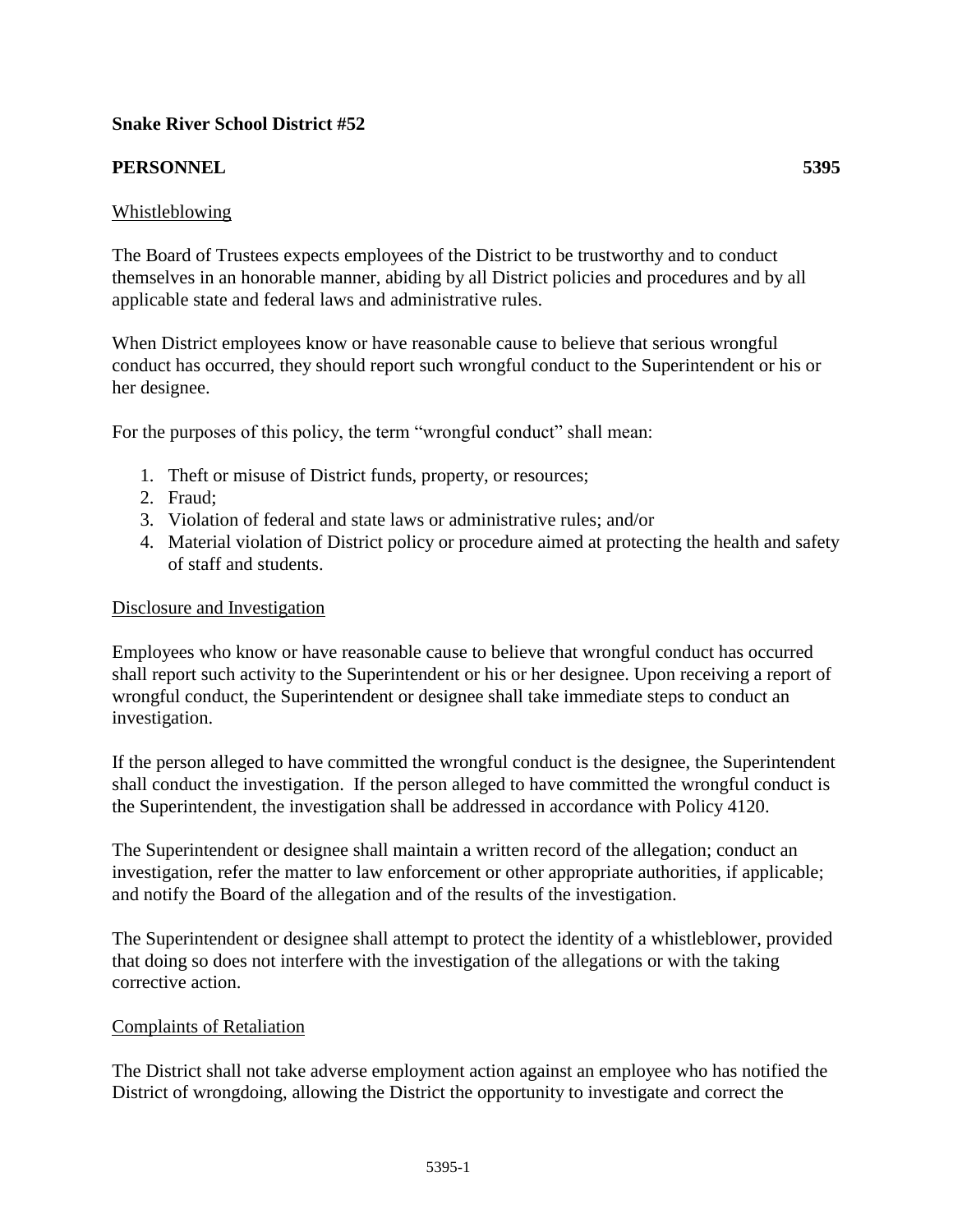**Snake River School District #52**

**PERSONNEL** **5395**

Whistleblowing

The Board of Trustees expects employees of the District to be trustworthy and to conduct themselves in an honorable manner, abiding by all District policies and procedures and by all applicable state and federal laws and administrative rules.

When District employees know or have reasonable cause to believe that serious wrongful conduct has occurred, they should report such wrongful conduct to the Superintendent or his or her designee.

For the purposes of this policy, the term "wrongful conduct" shall mean:

1. Theft or misuse of District funds, property, or resources;
2. Fraud;
3. Violation of federal and state laws or administrative rules; and/or
4. Material violation of District policy or procedure aimed at protecting the health and safety of staff and students.

Disclosure and Investigation

Employees who know or have reasonable cause to believe that wrongful conduct has occurred shall report such activity to the Superintendent or his or her designee. Upon receiving a report of wrongful conduct, the Superintendent or designee shall take immediate steps to conduct an investigation.

If the person alleged to have committed the wrongful conduct is the designee, the Superintendent shall conduct the investigation. If the person alleged to have committed the wrongful conduct is the Superintendent, the investigation shall be addressed in accordance with Policy 4120.

The Superintendent or designee shall maintain a written record of the allegation; conduct an investigation, refer the matter to law enforcement or other appropriate authorities, if applicable; and notify the Board of the allegation and of the results of the investigation.

The Superintendent or designee shall attempt to protect the identity of a whistleblower, provided that doing so does not interfere with the investigation of the allegations or with the taking corrective action.

Complaints of Retaliation

The District shall not take adverse employment action against an employee who has notified the District of wrongdoing, allowing the District the opportunity to investigate and correct the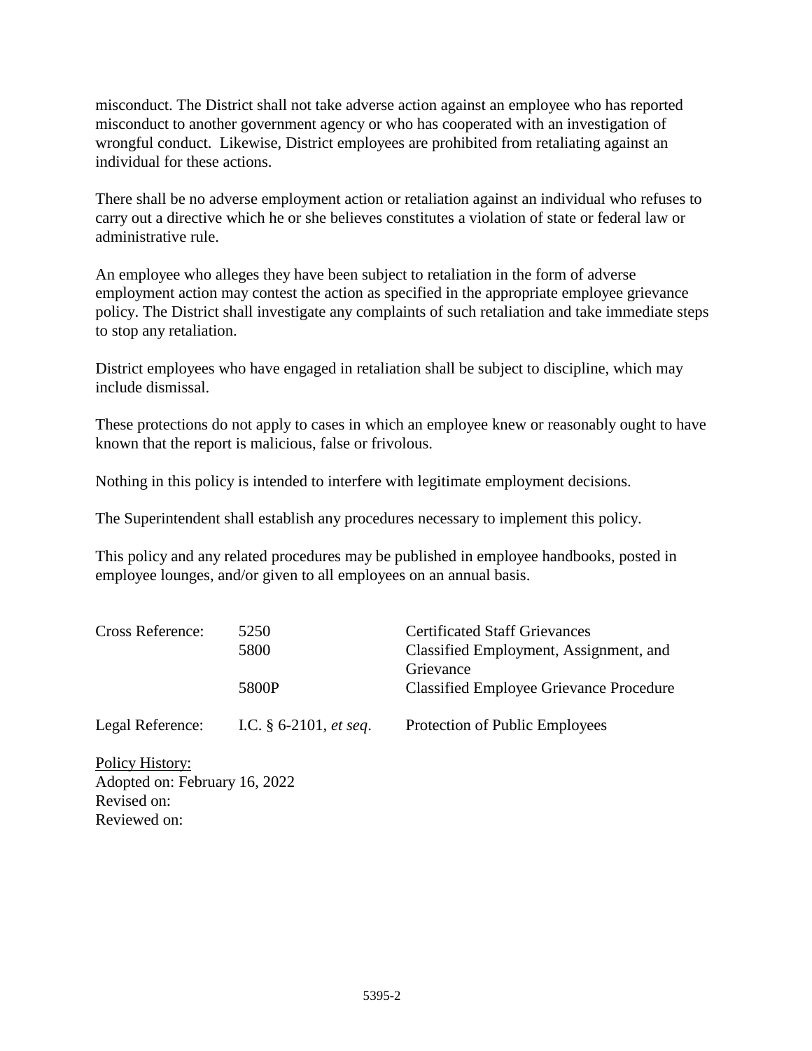misconduct. The District shall not take adverse action against an employee who has reported misconduct to another government agency or who has cooperated with an investigation of wrongful conduct. Likewise, District employees are prohibited from retaliating against an individual for these actions.

There shall be no adverse employment action or retaliation against an individual who refuses to carry out a directive which he or she believes constitutes a violation of state or federal law or administrative rule.

An employee who alleges they have been subject to retaliation in the form of adverse employment action may contest the action as specified in the appropriate employee grievance policy. The District shall investigate any complaints of such retaliation and take immediate steps to stop any retaliation.

District employees who have engaged in retaliation shall be subject to discipline, which may include dismissal.

These protections do not apply to cases in which an employee knew or reasonably ought to have known that the report is malicious, false or frivolous.

Nothing in this policy is intended to interfere with legitimate employment decisions.

The Superintendent shall establish any procedures necessary to implement this policy.

This policy and any related procedures may be published in employee handbooks, posted in employee lounges, and/or given to all employees on an annual basis.

| | | |
|---|---|---|
| Cross Reference: | 5250 | Certificated Staff Grievances |
| | 5800 | Classified Employment, Assignment, and Grievance |
| | 5800P | Classified Employee Grievance Procedure |
| Legal Reference: | I.C. § 6-2101, *et seq*. | Protection of Public Employees |

Policy History:
Adopted on: February 16, 2022
Revised on:
Reviewed on: